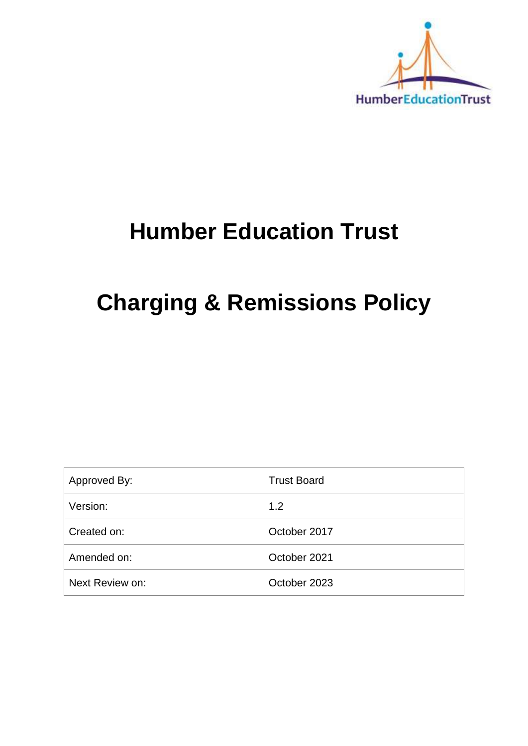# Humber Education Trust

# Charging & Remissions Policy

| Approved By: | Trust Board |
|---|---|
| Version: | 1.2 |
| Created on: | October 2017 |
| Amended on: | October 2021 |
| Next Review on: | October 2023 |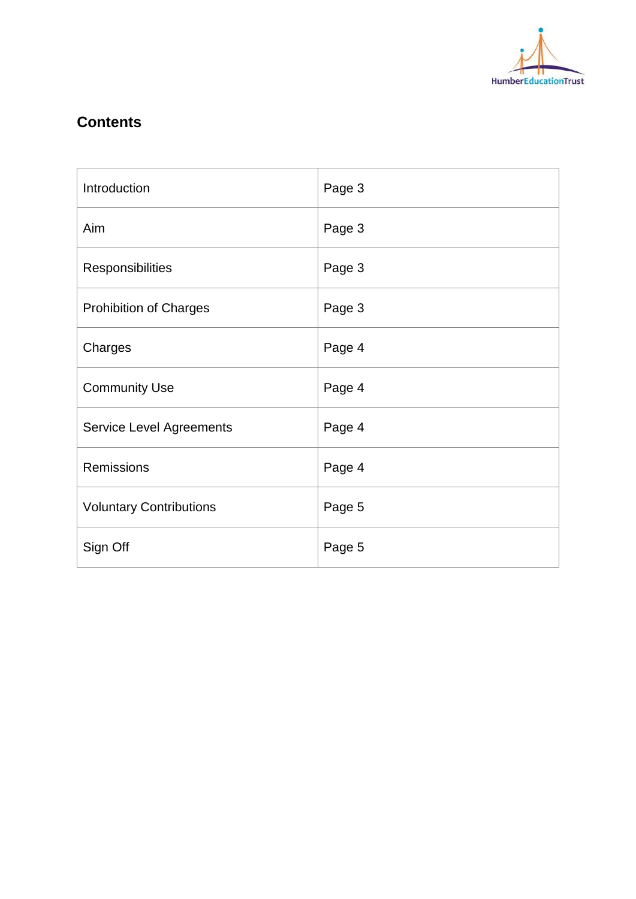## Contents

| | |
|---|---|
| Introduction | Page 3 |
| Aim | Page 3 |
| Responsibilities | Page 3 |
| Prohibition of Charges | Page 3 |
| Charges | Page 4 |
| Community Use | Page 4 |
| Service Level Agreements | Page 4 |
| Remissions | Page 4 |
| Voluntary Contributions | Page 5 |
| Sign Off | Page 5 |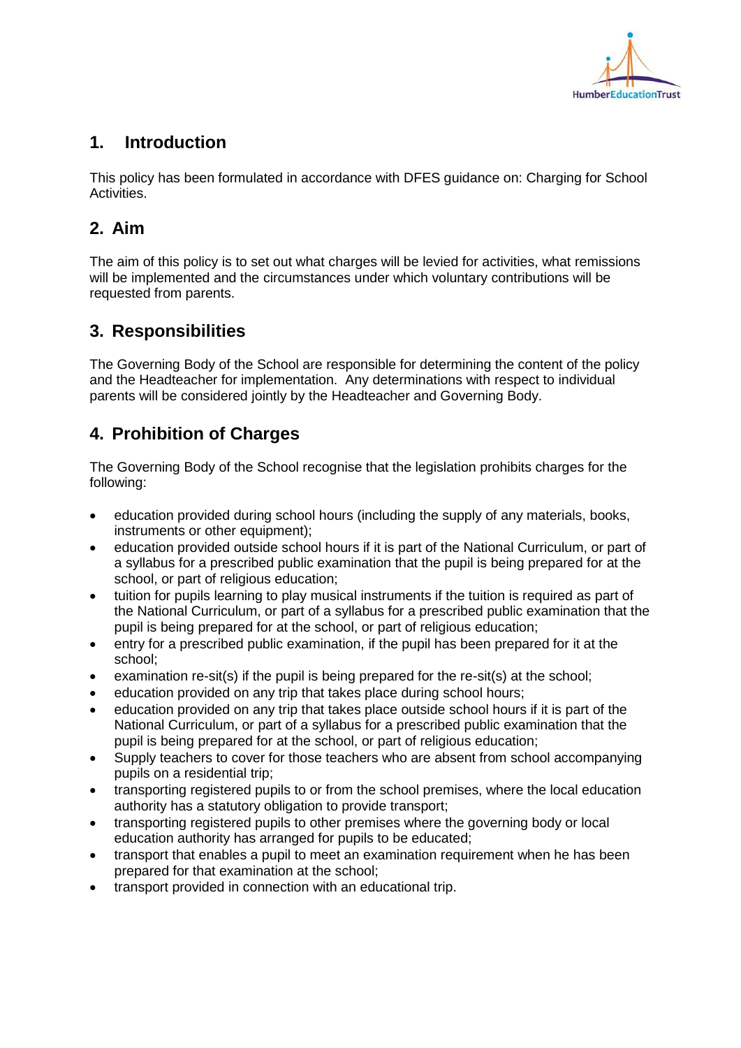## 1. Introduction

This policy has been formulated in accordance with DFES guidance on: Charging for School Activities.

## 2. Aim

The aim of this policy is to set out what charges will be levied for activities, what remissions will be implemented and the circumstances under which voluntary contributions will be requested from parents.

## 3. Responsibilities

The Governing Body of the School are responsible for determining the content of the policy and the Headteacher for implementation. Any determinations with respect to individual parents will be considered jointly by the Headteacher and Governing Body.

## 4. Prohibition of Charges

The Governing Body of the School recognise that the legislation prohibits charges for the following:

- education provided during school hours (including the supply of any materials, books, instruments or other equipment);
- education provided outside school hours if it is part of the National Curriculum, or part of a syllabus for a prescribed public examination that the pupil is being prepared for at the school, or part of religious education;
- tuition for pupils learning to play musical instruments if the tuition is required as part of the National Curriculum, or part of a syllabus for a prescribed public examination that the pupil is being prepared for at the school, or part of religious education;
- entry for a prescribed public examination, if the pupil has been prepared for it at the school;
- examination re-sit(s) if the pupil is being prepared for the re-sit(s) at the school;
- education provided on any trip that takes place during school hours;
- education provided on any trip that takes place outside school hours if it is part of the National Curriculum, or part of a syllabus for a prescribed public examination that the pupil is being prepared for at the school, or part of religious education;
- Supply teachers to cover for those teachers who are absent from school accompanying pupils on a residential trip;
- transporting registered pupils to or from the school premises, where the local education authority has a statutory obligation to provide transport;
- transporting registered pupils to other premises where the governing body or local education authority has arranged for pupils to be educated;
- transport that enables a pupil to meet an examination requirement when he has been prepared for that examination at the school;
- transport provided in connection with an educational trip.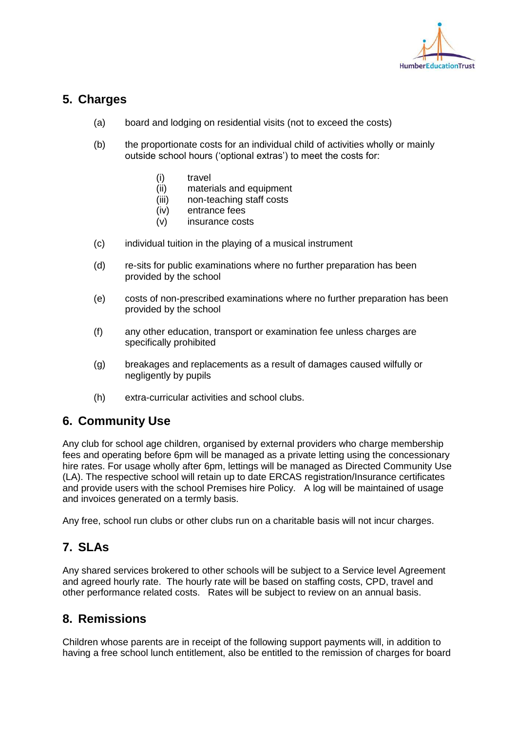## 5. Charges

(a) board and lodging on residential visits (not to exceed the costs)

(b) the proportionate costs for an individual child of activities wholly or mainly outside school hours ('optional extras') to meet the costs for:

   (i) travel
   (ii) materials and equipment
   (iii) non-teaching staff costs
   (iv) entrance fees
   (v) insurance costs

(c) individual tuition in the playing of a musical instrument

(d) re-sits for public examinations where no further preparation has been provided by the school

(e) costs of non-prescribed examinations where no further preparation has been provided by the school

(f) any other education, transport or examination fee unless charges are specifically prohibited

(g) breakages and replacements as a result of damages caused wilfully or negligently by pupils

(h) extra-curricular activities and school clubs.

## 6. Community Use

Any club for school age children, organised by external providers who charge membership fees and operating before 6pm will be managed as a private letting using the concessionary hire rates. For usage wholly after 6pm, lettings will be managed as Directed Community Use (LA). The respective school will retain up to date ERCAS registration/Insurance certificates and provide users with the school Premises hire Policy. A log will be maintained of usage and invoices generated on a termly basis.

Any free, school run clubs or other clubs run on a charitable basis will not incur charges.

## 7. SLAs

Any shared services brokered to other schools will be subject to a Service level Agreement and agreed hourly rate. The hourly rate will be based on staffing costs, CPD, travel and other performance related costs. Rates will be subject to review on an annual basis.

## 8. Remissions

Children whose parents are in receipt of the following support payments will, in addition to having a free school lunch entitlement, also be entitled to the remission of charges for board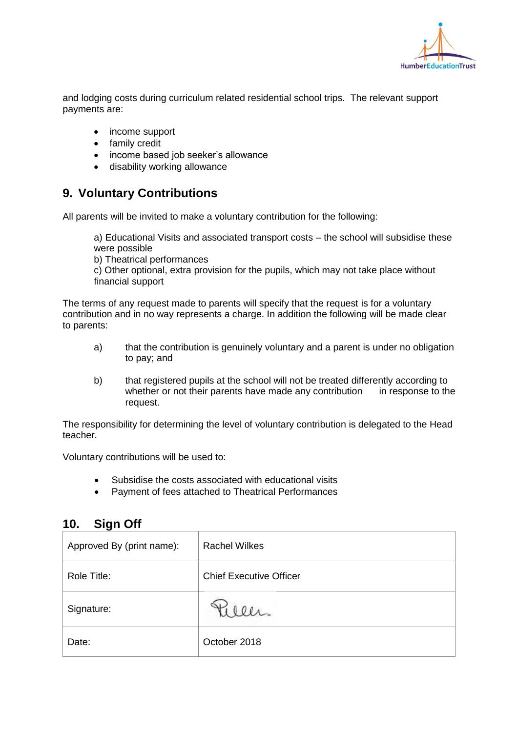and lodging costs during curriculum related residential school trips. The relevant support payments are:

- income support
- family credit
- income based job seeker's allowance
- disability working allowance

## 9. Voluntary Contributions

All parents will be invited to make a voluntary contribution for the following:

a) Educational Visits and associated transport costs – the school will subsidise these were possible
b) Theatrical performances
c) Other optional, extra provision for the pupils, which may not take place without financial support

The terms of any request made to parents will specify that the request is for a voluntary contribution and in no way represents a charge. In addition the following will be made clear to parents:

a) that the contribution is genuinely voluntary and a parent is under no obligation to pay; and

b) that registered pupils at the school will not be treated differently according to whether or not their parents have made any contribution in response to the request.

The responsibility for determining the level of voluntary contribution is delegated to the Head teacher.

Voluntary contributions will be used to:

- Subsidise the costs associated with educational visits
- Payment of fees attached to Theatrical Performances

## 10. Sign Off

| | |
|---|---|
| Approved By (print name): | Rachel Wilkes |
| Role Title: | Chief Executive Officer |
| Signature: | |
| Date: | October 2018 |